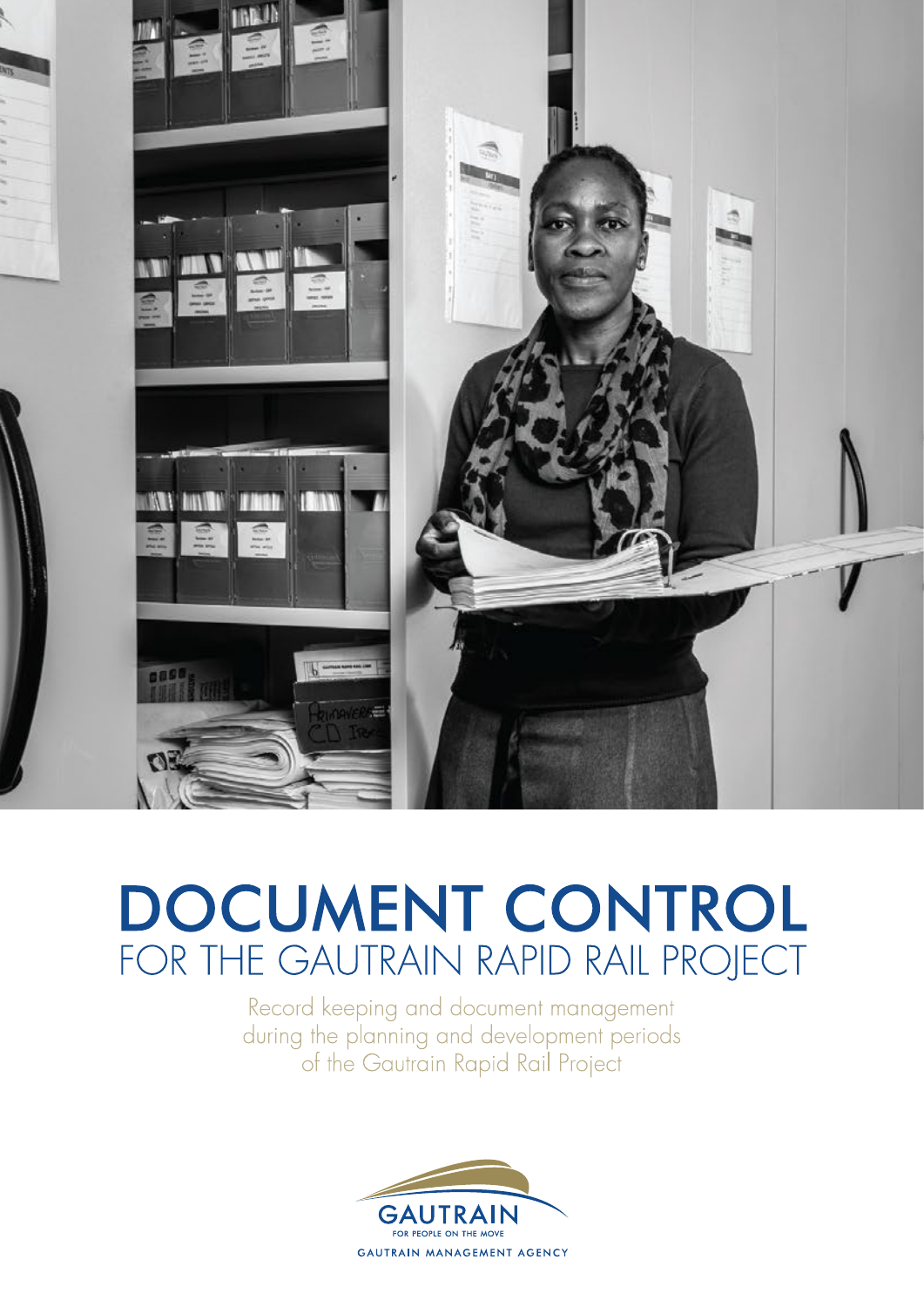# DOCUMENT CONTROL
## FOR THE GAUTRAIN RAPID RAIL PROJECT

Record keeping and document management during the planning and development periods of the Gautrain Rapid Rail Project

GAUTRAIN
FOR PEOPLE ON THE MOVE
GAUTRAIN MANAGEMENT AGENCY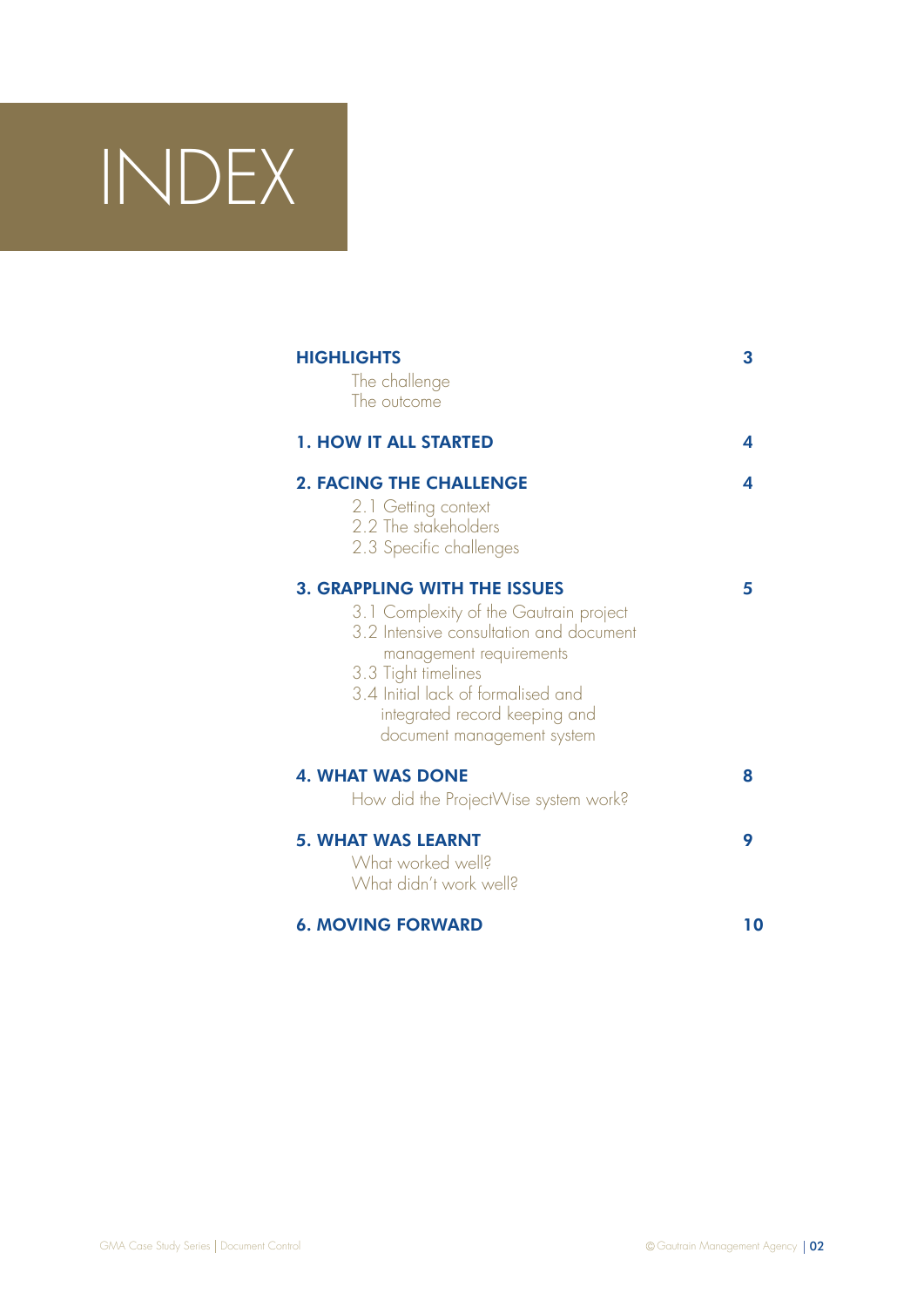# INDEX

| | |
|---|---|
| **HIGHLIGHTS** | **3** |
| The challenge | |
| The outcome | |
| **1. HOW IT ALL STARTED** | **4** |
| **2. FACING THE CHALLENGE** | **4** |
| 2.1 Getting context | |
| 2.2 The stakeholders | |
| 2.3 Specific challenges | |
| **3. GRAPPLING WITH THE ISSUES** | **5** |
| 3.1 Complexity of the Gautrain project | |
| 3.2 Intensive consultation and document management requirements | |
| 3.3 Tight timelines | |
| 3.4 Initial lack of formalised and integrated record keeping and document management system | |
| **4. WHAT WAS DONE** | **8** |
| How did the ProjectWise system work? | |
| **5. WHAT WAS LEARNT** | **9** |
| What worked well? | |
| What didn't work well? | |
| **6. MOVING FORWARD** | **10** |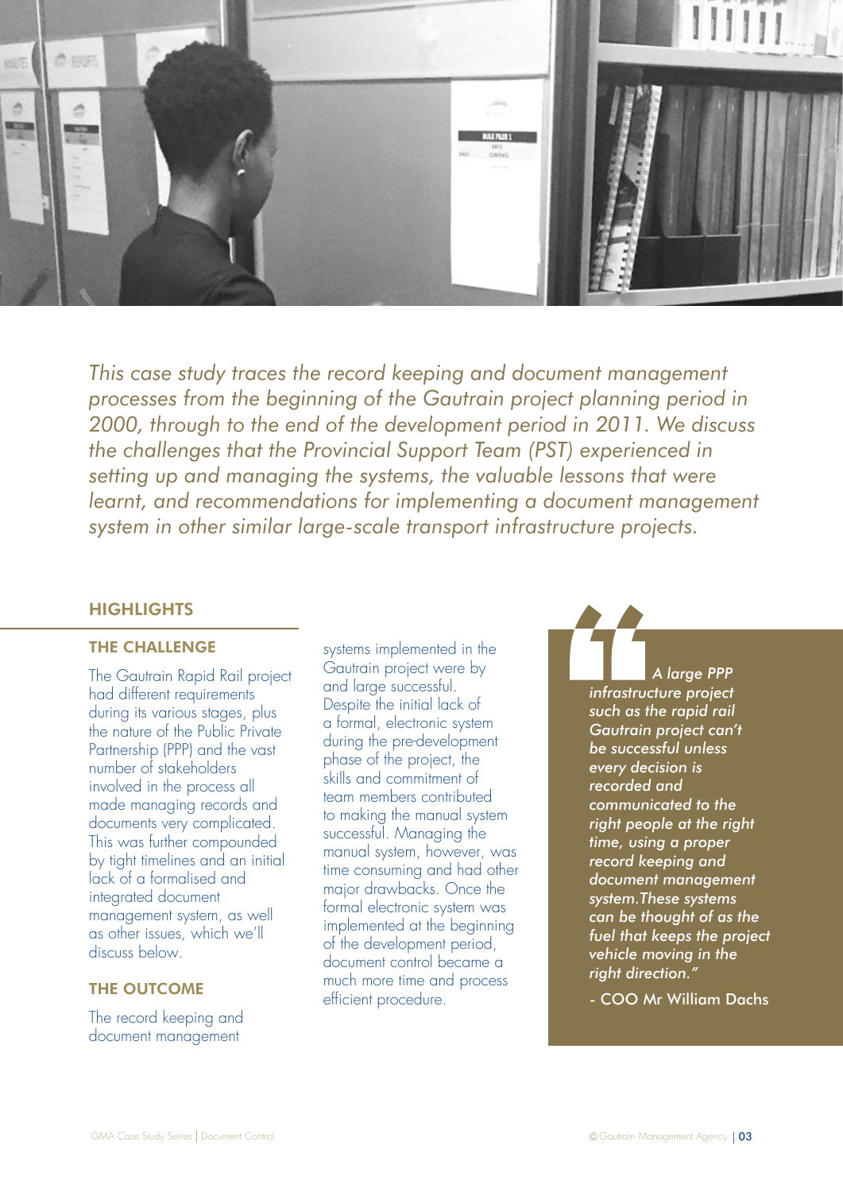*This case study traces the record keeping and document management processes from the beginning of the Gautrain project planning period in 2000, through to the end of the development period in 2011. We discuss the challenges that the Provincial Support Team (PST) experienced in setting up and managing the systems, the valuable lessons that were learnt, and recommendations for implementing a document management system in other similar large-scale transport infrastructure projects.*

## HIGHLIGHTS

### THE CHALLENGE

The Gautrain Rapid Rail project had different requirements during its various stages, plus the nature of the Public Private Partnership (PPP) and the vast number of stakeholders involved in the process all made managing records and documents very complicated. This was further compounded by tight timelines and an initial lack of a formalised and integrated document management system, as well as other issues, which we'll discuss below.

### THE OUTCOME

The record keeping and document management systems implemented in the Gautrain project were by and large successful. Despite the initial lack of a formal, electronic system during the pre-development phase of the project, the skills and commitment of team members contributed to making the manual system successful. Managing the manual system, however, was time consuming and had other major drawbacks. Once the formal electronic system was implemented at the beginning of the development period, document control became a much more time and process efficient procedure.

> *"A large PPP infrastructure project such as the rapid rail Gautrain project can't be successful unless every decision is recorded and communicated to the right people at the right time, using a proper record keeping and document management system.These systems can be thought of as the fuel that keeps the project vehicle moving in the right direction."*
>
> \- COO Mr William Dachs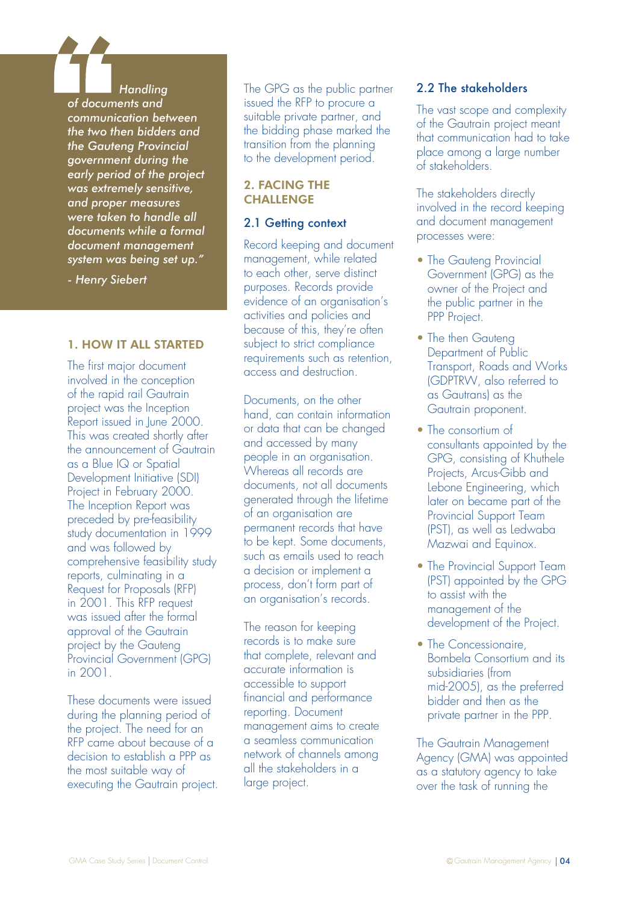> *Handling of documents and communication between the two then bidders and the Gauteng Provincial government during the early period of the project was extremely sensitive, and proper measures were taken to handle all documents while a formal document management system was being set up."*
>
> *- Henry Siebert*

## 1. HOW IT ALL STARTED

The first major document involved in the conception of the rapid rail Gautrain project was the Inception Report issued in June 2000. This was created shortly after the announcement of Gautrain as a Blue IQ or Spatial Development Initiative (SDI) Project in February 2000. The Inception Report was preceded by pre-feasibility study documentation in 1999 and was followed by comprehensive feasibility study reports, culminating in a Request for Proposals (RFP) in 2001. This RFP request was issued after the formal approval of the Gautrain project by the Gauteng Provincial Government (GPG) in 2001.

These documents were issued during the planning period of the project. The need for an RFP came about because of a decision to establish a PPP as the most suitable way of executing the Gautrain project. The GPG as the public partner issued the RFP to procure a suitable private partner, and the bidding phase marked the transition from the planning to the development period.

## 2. FACING THE CHALLENGE

### 2.1 Getting context

Record keeping and document management, while related to each other, serve distinct purposes. Records provide evidence of an organisation's activities and policies and because of this, they're often subject to strict compliance requirements such as retention, access and destruction.

Documents, on the other hand, can contain information or data that can be changed and accessed by many people in an organisation. Whereas all records are documents, not all documents generated through the lifetime of an organisation are permanent records that have to be kept. Some documents, such as emails used to reach a decision or implement a process, don't form part of an organisation's records.

The reason for keeping records is to make sure that complete, relevant and accurate information is accessible to support financial and performance reporting. Document management aims to create a seamless communication network of channels among all the stakeholders in a large project.

### 2.2 The stakeholders

The vast scope and complexity of the Gautrain project meant that communication had to take place among a large number of stakeholders.

The stakeholders directly involved in the record keeping and document management processes were:

- The Gauteng Provincial Government (GPG) as the owner of the Project and the public partner in the PPP Project.
- The then Gauteng Department of Public Transport, Roads and Works (GDPTRW, also referred to as Gautrans) as the Gautrain proponent.
- The consortium of consultants appointed by the GPG, consisting of Khuthele Projects, Arcus-Gibb and Lebone Engineering, which later on became part of the Provincial Support Team (PST), as well as Ledwaba Mazwai and Equinox.
- The Provincial Support Team (PST) appointed by the GPG to assist with the management of the development of the Project.
- The Concessionaire, Bombela Consortium and its subsidiaries (from mid-2005), as the preferred bidder and then as the private partner in the PPP.

The Gautrain Management Agency (GMA) was appointed as a statutory agency to take over the task of running the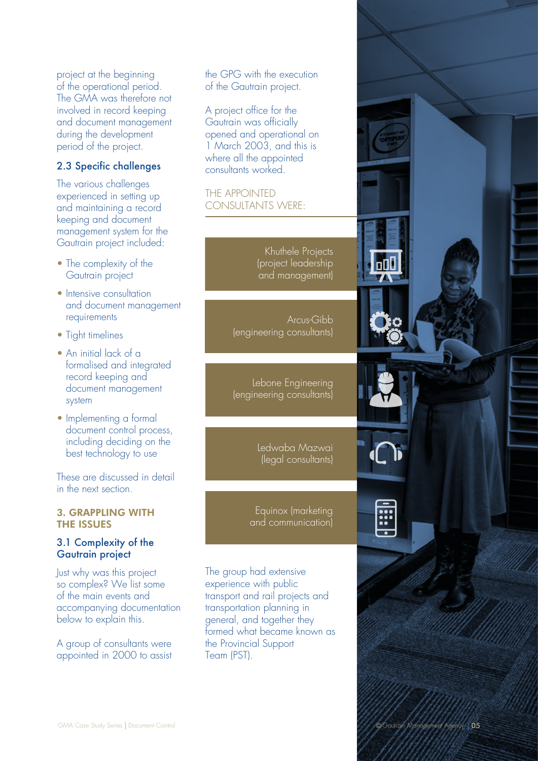project at the beginning of the operational period. The GMA was therefore not involved in record keeping and document management during the development period of the project.

### 2.3 Specific challenges

The various challenges experienced in setting up and maintaining a record keeping and document management system for the Gautrain project included:

- The complexity of the Gautrain project
- Intensive consultation and document management requirements
- Tight timelines
- An initial lack of a formalised and integrated record keeping and document management system
- Implementing a formal document control process, including deciding on the best technology to use

These are discussed in detail in the next section.

## 3. GRAPPLING WITH THE ISSUES

### 3.1 Complexity of the Gautrain project

Just why was this project so complex? We list some of the main events and accompanying documentation below to explain this.

A group of consultants were appointed in 2000 to assist the GPG with the execution of the Gautrain project.

A project office for the Gautrain was officially opened and operational on 1 March 2003, and this is where all the appointed consultants worked.

THE APPOINTED CONSULTANTS WERE:

- Khuthele Projects (project leadership and management)
- Arcus-Gibb (engineering consultants)
- Lebone Engineering (engineering consultants)
- Ledwaba Mazwai (legal consultants)
- Equinox (marketing and communication)

The group had extensive experience with public transport and rail projects and transportation planning in general, and together they formed what became known as the Provincial Support Team (PST).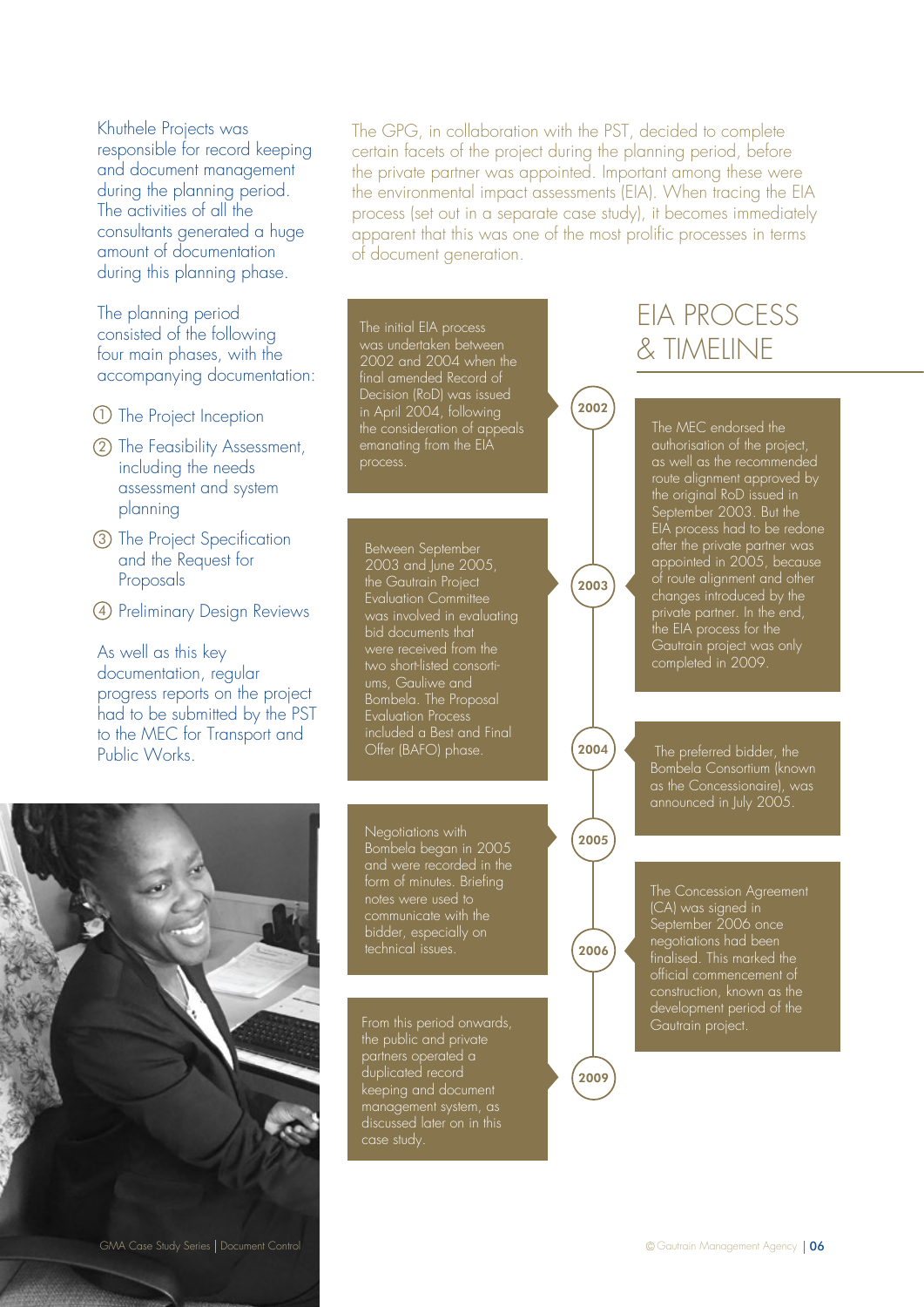Khuthele Projects was responsible for record keeping and document management during the planning period. The activities of all the consultants generated a huge amount of documentation during this planning phase.

The planning period consisted of the following four main phases, with the accompanying documentation:

1. The Project Inception
2. The Feasibility Assessment, including the needs assessment and system planning
3. The Project Specification and the Request for Proposals
4. Preliminary Design Reviews

As well as this key documentation, regular progress reports on the project had to be submitted by the PST to the MEC for Transport and Public Works.

The GPG, in collaboration with the PST, decided to complete certain facets of the project during the planning period, before the private partner was appointed. Important among these were the environmental impact assessments (EIA). When tracing the EIA process (set out in a separate case study), it becomes immediately apparent that this was one of the most prolific processes in terms of document generation.

## EIA PROCESS & TIMELINE

**2002**

The initial EIA process was undertaken between 2002 and 2004 when the final amended Record of Decision (RoD) was issued in April 2004, following the consideration of appeals emanating from the EIA process.

The MEC endorsed the authorisation of the project, as well as the recommended route alignment approved by the original RoD issued in September 2003. But the EIA process had to be redone after the private partner was appointed in 2005, because of route alignment and other changes introduced by the private partner. In the end, the EIA process for the Gautrain project was only completed in 2009.

**2003**

Between September 2003 and June 2005, the Gautrain Project Evaluation Committee was involved in evaluating bid documents that were received from the two short-listed consortiums, Gauliwe and Bombela. The Proposal Evaluation Process included a Best and Final Offer (BAFO) phase.

**2004**

The preferred bidder, the Bombela Consortium (known as the Concessionaire), was announced in July 2005.

**2005**

Negotiations with Bombela began in 2005 and were recorded in the form of minutes. Briefing notes were used to communicate with the bidder, especially on technical issues.

**2006**

The Concession Agreement (CA) was signed in September 2006 once negotiations had been finalised. This marked the official commencement of construction, known as the development period of the Gautrain project.

**2009**

From this period onwards, the public and private partners operated a duplicated record keeping and document management system, as discussed later on in this case study.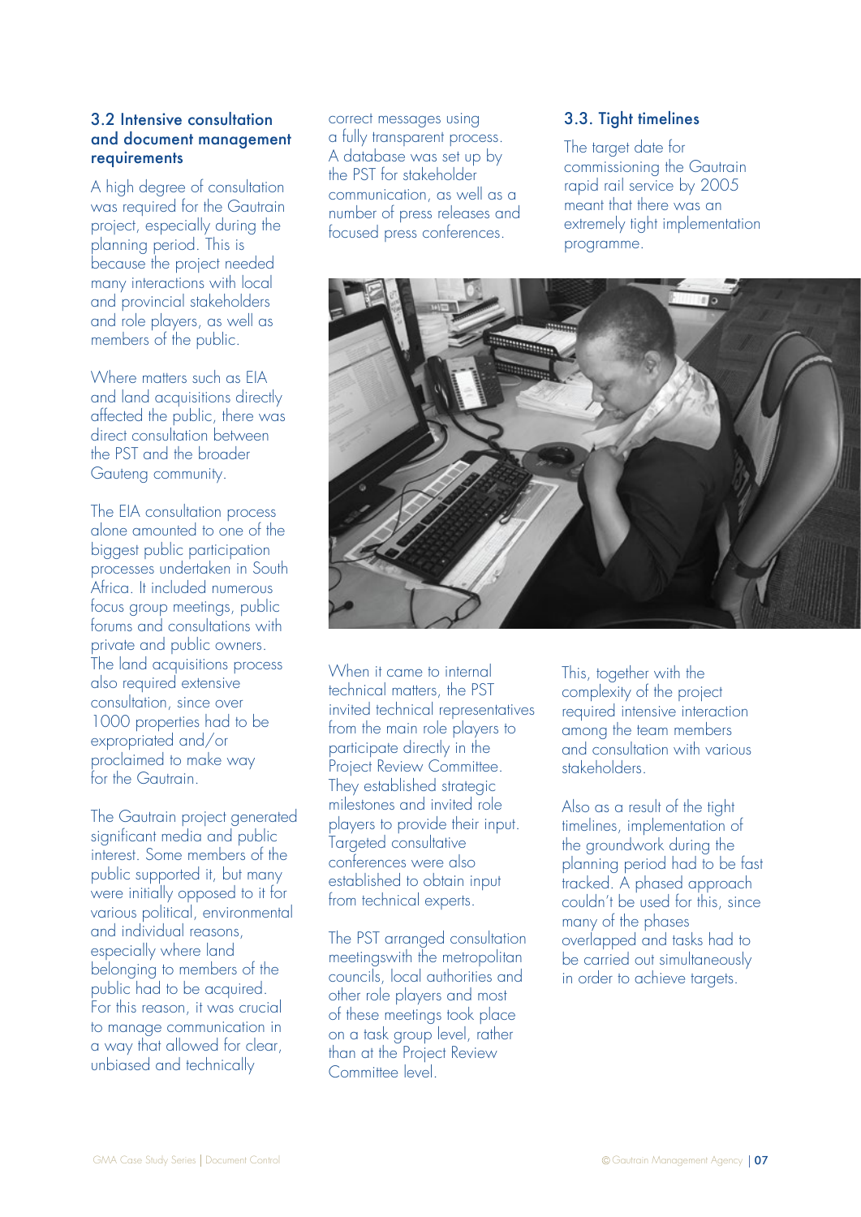### 3.2 Intensive consultation and document management requirements

A high degree of consultation was required for the Gautrain project, especially during the planning period. This is because the project needed many interactions with local and provincial stakeholders and role players, as well as members of the public.

Where matters such as EIA and land acquisitions directly affected the public, there was direct consultation between the PST and the broader Gauteng community.

The EIA consultation process alone amounted to one of the biggest public participation processes undertaken in South Africa. It included numerous focus group meetings, public forums and consultations with private and public owners. The land acquisitions process also required extensive consultation, since over 1000 properties had to be expropriated and/or proclaimed to make way for the Gautrain.

The Gautrain project generated significant media and public interest. Some members of the public supported it, but many were initially opposed to it for various political, environmental and individual reasons, especially where land belonging to members of the public had to be acquired. For this reason, it was crucial to manage communication in a way that allowed for clear, unbiased and technically correct messages using a fully transparent process. A database was set up by the PST for stakeholder communication, as well as a number of press releases and focused press conferences.

When it came to internal technical matters, the PST invited technical representatives from the main role players to participate directly in the Project Review Committee. They established strategic milestones and invited role players to provide their input. Targeted consultative conferences were also established to obtain input from technical experts.

The PST arranged consultation meetingswith the metropolitan councils, local authorities and other role players and most of these meetings took place on a task group level, rather than at the Project Review Committee level.

### 3.3. Tight timelines

The target date for commissioning the Gautrain rapid rail service by 2005 meant that there was an extremely tight implementation programme.

This, together with the complexity of the project required intensive interaction among the team members and consultation with various stakeholders.

Also as a result of the tight timelines, implementation of the groundwork during the planning period had to be fast tracked. A phased approach couldn't be used for this, since many of the phases overlapped and tasks had to be carried out simultaneously in order to achieve targets.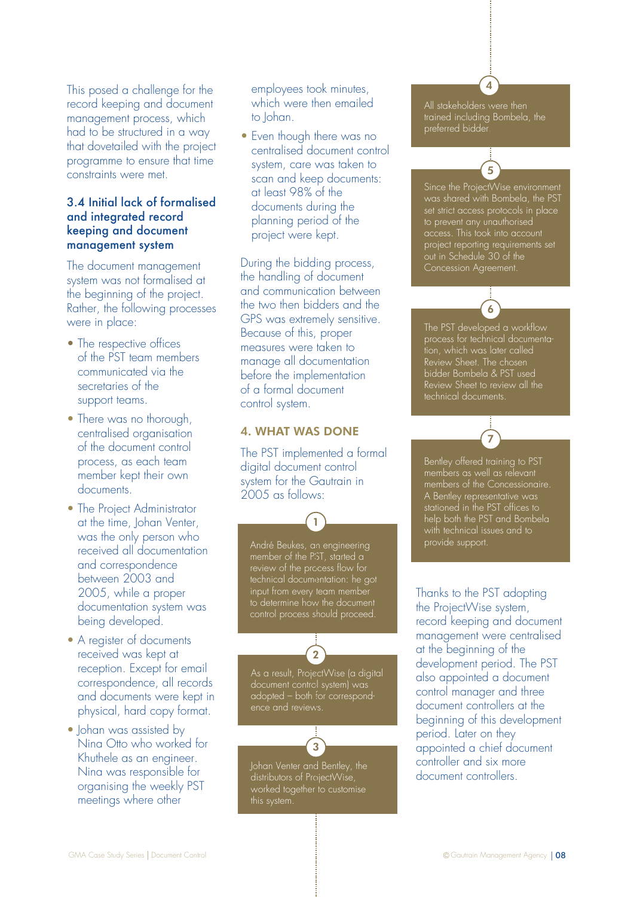This posed a challenge for the record keeping and document management process, which had to be structured in a way that dovetailed with the project programme to ensure that time constraints were met.

### 3.4 Initial lack of formalised and integrated record keeping and document management system

The document management system was not formalised at the beginning of the project. Rather, the following processes were in place:

- The respective offices of the PST team members communicated via the secretaries of the support teams.
- There was no thorough, centralised organisation of the document control process, as each team member kept their own documents.
- The Project Administrator at the time, Johan Venter, was the only person who received all documentation and correspondence between 2003 and 2005, while a proper documentation system was being developed.
- A register of documents received was kept at reception. Except for email correspondence, all records and documents were kept in physical, hard copy format.
- Johan was assisted by Nina Otto who worked for Khuthele as an engineer. Nina was responsible for organising the weekly PST meetings where other employees took minutes, which were then emailed to Johan.
- Even though there was no centralised document control system, care was taken to scan and keep documents: at least 98% of the documents during the planning period of the project were kept.

During the bidding process, the handling of document and communication between the two then bidders and the GPS was extremely sensitive. Because of this, proper measures were taken to manage all documentation before the implementation of a formal document control system.

## 4. WHAT WAS DONE

The PST implemented a formal digital document control system for the Gautrain in 2005 as follows:

1. André Beukes, an engineering member of the PST, started a review of the process flow for technical documentation: he got input from every team member to determine how the document control process should proceed.

2. As a result, ProjectWise (a digital document control system) was adopted – both for correspondence and reviews.

3. Johan Venter and Bentley, the distributors of ProjectWise, worked together to customise this system.

4. All stakeholders were then trained including Bombela, the preferred bidder.

5. Since the ProjectWise environment was shared with Bombela, the PST set strict access protocols in place to prevent any unauthorised access. This took into account project reporting requirements set out in Schedule 30 of the Concession Agreement.

6. The PST developed a workflow process for technical documentation, which was later called Review Sheet. The chosen bidder Bombela & PST used Review Sheet to review all the technical documents.

7. Bentley offered training to PST members as well as relevant members of the Concessionaire. A Bentley representative was stationed in the PST offices to help both the PST and Bombela with technical issues and to provide support.

Thanks to the PST adopting the ProjectWise system, record keeping and document management were centralised at the beginning of the development period. The PST also appointed a document control manager and three document controllers at the beginning of this development period. Later on they appointed a chief document controller and six more document controllers.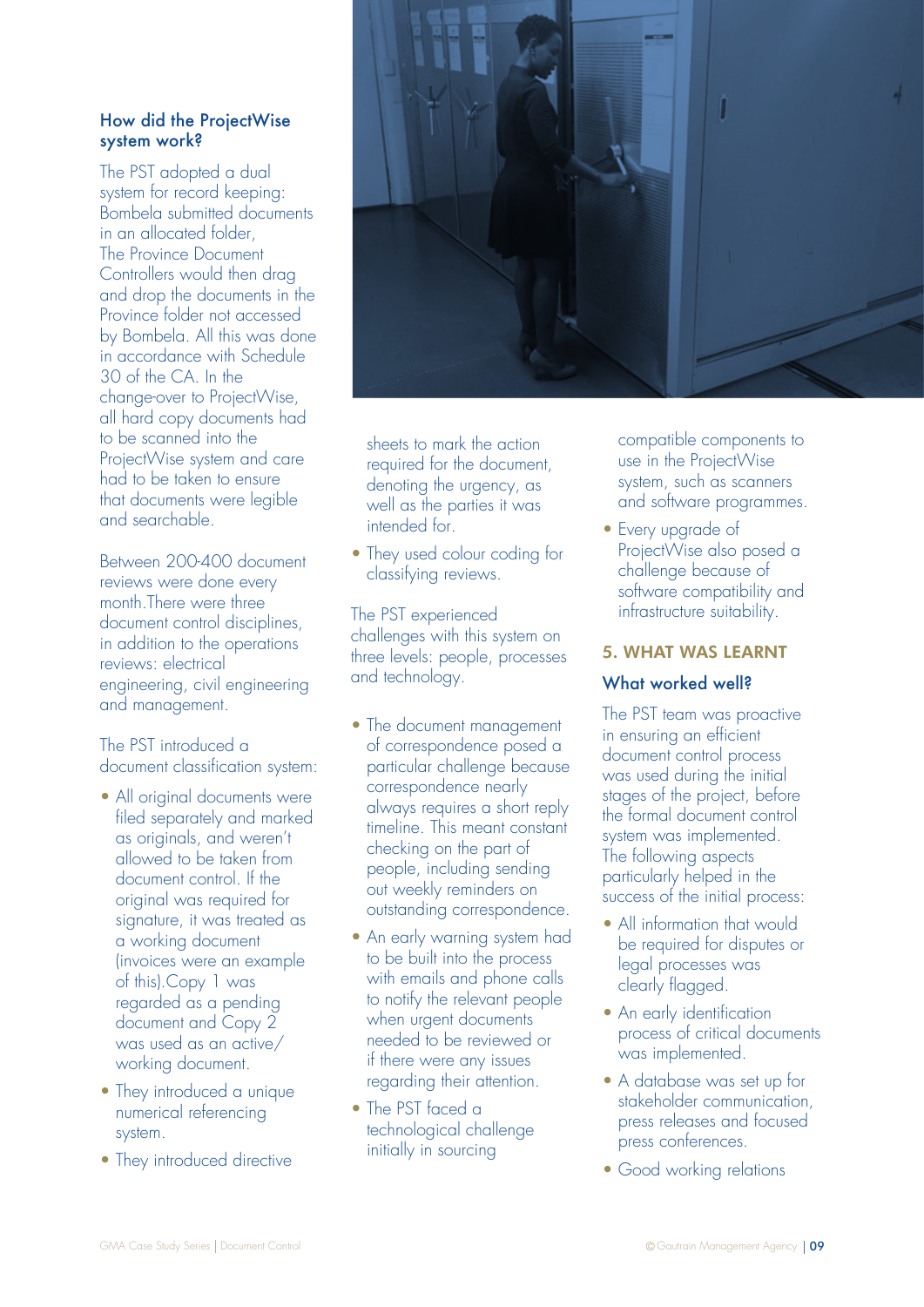### How did the ProjectWise system work?

The PST adopted a dual system for record keeping: Bombela submitted documents in an allocated folder, The Province Document Controllers would then drag and drop the documents in the Province folder not accessed by Bombela. All this was done in accordance with Schedule 30 of the CA. In the change-over to ProjectWise, all hard copy documents had to be scanned into the ProjectWise system and care had to be taken to ensure that documents were legible and searchable.

Between 200-400 document reviews were done every month.There were three document control disciplines, in addition to the operations reviews: electrical engineering, civil engineering and management.

The PST introduced a document classification system:

- All original documents were filed separately and marked as originals, and weren't allowed to be taken from document control. If the original was required for signature, it was treated as a working document (invoices were an example of this).Copy 1 was regarded as a pending document and Copy 2 was used as an active/ working document.
- They introduced a unique numerical referencing system.
- They introduced directive sheets to mark the action required for the document, denoting the urgency, as well as the parties it was intended for.
- They used colour coding for classifying reviews.

The PST experienced challenges with this system on three levels: people, processes and technology.

- The document management of correspondence posed a particular challenge because correspondence nearly always requires a short reply timeline. This meant constant checking on the part of people, including sending out weekly reminders on outstanding correspondence.
- An early warning system had to be built into the process with emails and phone calls to notify the relevant people when urgent documents needed to be reviewed or if there were any issues regarding their attention.
- The PST faced a technological challenge initially in sourcing compatible components to use in the ProjectWise system, such as scanners and software programmes.
- Every upgrade of ProjectWise also posed a challenge because of software compatibility and infrastructure suitability.

## 5. WHAT WAS LEARNT

### What worked well?

The PST team was proactive in ensuring an efficient document control process was used during the initial stages of the project, before the formal document control system was implemented. The following aspects particularly helped in the success of the initial process:

- All information that would be required for disputes or legal processes was clearly flagged.
- An early identification process of critical documents was implemented.
- A database was set up for stakeholder communication, press releases and focused press conferences.
- Good working relations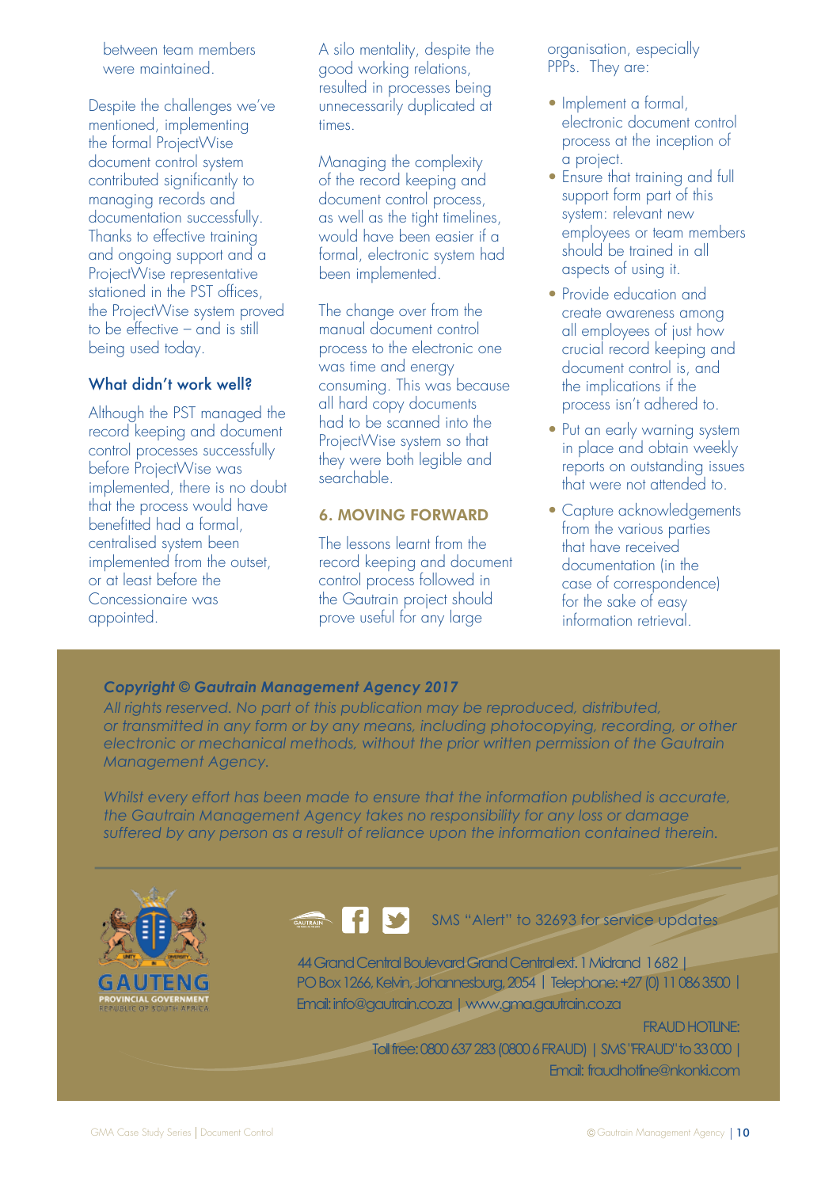between team members were maintained.

Despite the challenges we've mentioned, implementing the formal ProjectWise document control system contributed significantly to managing records and documentation successfully. Thanks to effective training and ongoing support and a ProjectWise representative stationed in the PST offices, the ProjectWise system proved to be effective – and is still being used today.

### What didn't work well?

Although the PST managed the record keeping and document control processes successfully before ProjectWise was implemented, there is no doubt that the process would have benefitted had a formal, centralised system been implemented from the outset, or at least before the Concessionaire was appointed.

A silo mentality, despite the good working relations, resulted in processes being unnecessarily duplicated at times.

Managing the complexity of the record keeping and document control process, as well as the tight timelines, would have been easier if a formal, electronic system had been implemented.

The change over from the manual document control process to the electronic one was time and energy consuming. This was because all hard copy documents had to be scanned into the ProjectWise system so that they were both legible and searchable.

## 6. MOVING FORWARD

The lessons learnt from the record keeping and document control process followed in the Gautrain project should prove useful for any large organisation, especially PPPs. They are:

- Implement a formal, electronic document control process at the inception of a project.
- Ensure that training and full support form part of this system: relevant new employees or team members should be trained in all aspects of using it.
- Provide education and create awareness among all employees of just how crucial record keeping and document control is, and the implications if the process isn't adhered to.
- Put an early warning system in place and obtain weekly reports on outstanding issues that were not attended to.
- Capture acknowledgements from the various parties that have received documentation (in the case of correspondence) for the sake of easy information retrieval.

***Copyright © Gautrain Management Agency 2017***

*All rights reserved. No part of this publication may be reproduced, distributed, or transmitted in any form or by any means, including photocopying, recording, or other electronic or mechanical methods, without the prior written permission of the Gautrain Management Agency.*

*Whilst every effort has been made to ensure that the information published is accurate, the Gautrain Management Agency takes no responsibility for any loss or damage suffered by any person as a result of reliance upon the information contained therein.*

GAUTENG PROVINCIAL GOVERNMENT
REPUBLIC OF SOUTH AFRICA

SMS "Alert" to 32693 for service updates

44 Grand Central Boulevard Grand Central ext. 1 Midrand 1682 | PO Box 1266, Kelvin, Johannesburg, 2054 | Telephone: +27 (0) 11 086 3500 | Email: info@gautrain.co.za | www.gma.gautrain.co.za

FRAUD HOTLINE:
Toll free: 0800 637 283 (0800 6 FRAUD) | SMS "FRAUD" to 33 000 | Email: fraudhotline@nkonki.com